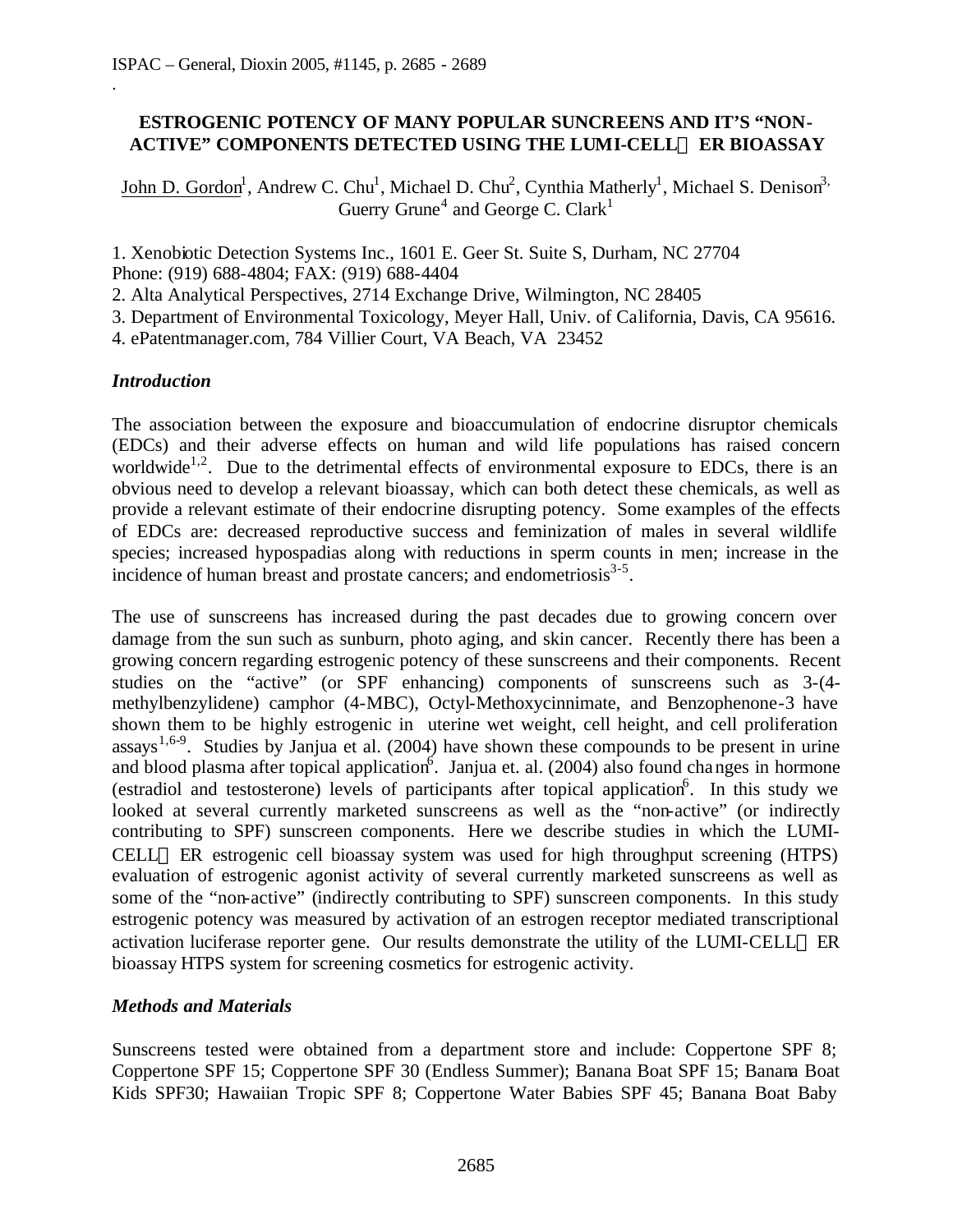# ESTROGENIC POTENCY OF MANY POPULAR SUNCREENS AND IT'S "NON-ACTIVE" COMPONENTS DETECTED USING THE LUMI-CELL™ ER BIOASSAY

John D. Gordon[1], Andrew C. Chu[1], Michael D. Chu[2], Cynthia Matherly[1], Michael S. Denison[3], Guerry Grune[4] and George C. Clark[1]

1. Xenobiotic Detection Systems Inc., 1601 E. Geer St. Suite S, Durham, NC 27704
Phone: (919) 688-4804; FAX: (919) 688-4404
2. Alta Analytical Perspectives, 2714 Exchange Drive, Wilmington, NC 28405
3. Department of Environmental Toxicology, Meyer Hall, Univ. of California, Davis, CA 95616.
4. ePatentmanager.com, 784 Villier Court, VA Beach, VA 23452

## *Introduction*

The association between the exposure and bioaccumulation of endocrine disruptor chemicals (EDCs) and their adverse effects on human and wild life populations has raised concern worldwide[1,2]. Due to the detrimental effects of environmental exposure to EDCs, there is an obvious need to develop a relevant bioassay, which can both detect these chemicals, as well as provide a relevant estimate of their endocrine disrupting potency. Some examples of the effects of EDCs are: decreased reproductive success and feminization of males in several wildlife species; increased hypospadias along with reductions in sperm counts in men; increase in the incidence of human breast and prostate cancers; and endometriosis[3-5].

The use of sunscreens has increased during the past decades due to growing concern over damage from the sun such as sunburn, photo aging, and skin cancer. Recently there has been a growing concern regarding estrogenic potency of these sunscreens and their components. Recent studies on the "active" (or SPF enhancing) components of sunscreens such as 3-(4-methylbenzylidene) camphor (4-MBC), Octyl-Methoxycinnimate, and Benzophenone-3 have shown them to be highly estrogenic in uterine wet weight, cell height, and cell proliferation assays[1,6-9]. Studies by Janjua et al. (2004) have shown these compounds to be present in urine and blood plasma after topical application[6]. Janjua et. al. (2004) also found changes in hormone (estradiol and testosterone) levels of participants after topical application[6]. In this study we looked at several currently marketed sunscreens as well as the "non-active" (or indirectly contributing to SPF) sunscreen components. Here we describe studies in which the LUMI-CELL™ ER estrogenic cell bioassay system was used for high throughput screening (HTPS) evaluation of estrogenic agonist activity of several currently marketed sunscreens as well as some of the "non-active" (indirectly contributing to SPF) sunscreen components. In this study estrogenic potency was measured by activation of an estrogen receptor mediated transcriptional activation luciferase reporter gene. Our results demonstrate the utility of the LUMI-CELL™ ER bioassay HTPS system for screening cosmetics for estrogenic activity.

## *Methods and Materials*

Sunscreens tested were obtained from a department store and include: Coppertone SPF 8; Coppertone SPF 15; Coppertone SPF 30 (Endless Summer); Banana Boat SPF 15; Banana Boat Kids SPF30; Hawaiian Tropic SPF 8; Coppertone Water Babies SPF 45; Banana Boat Baby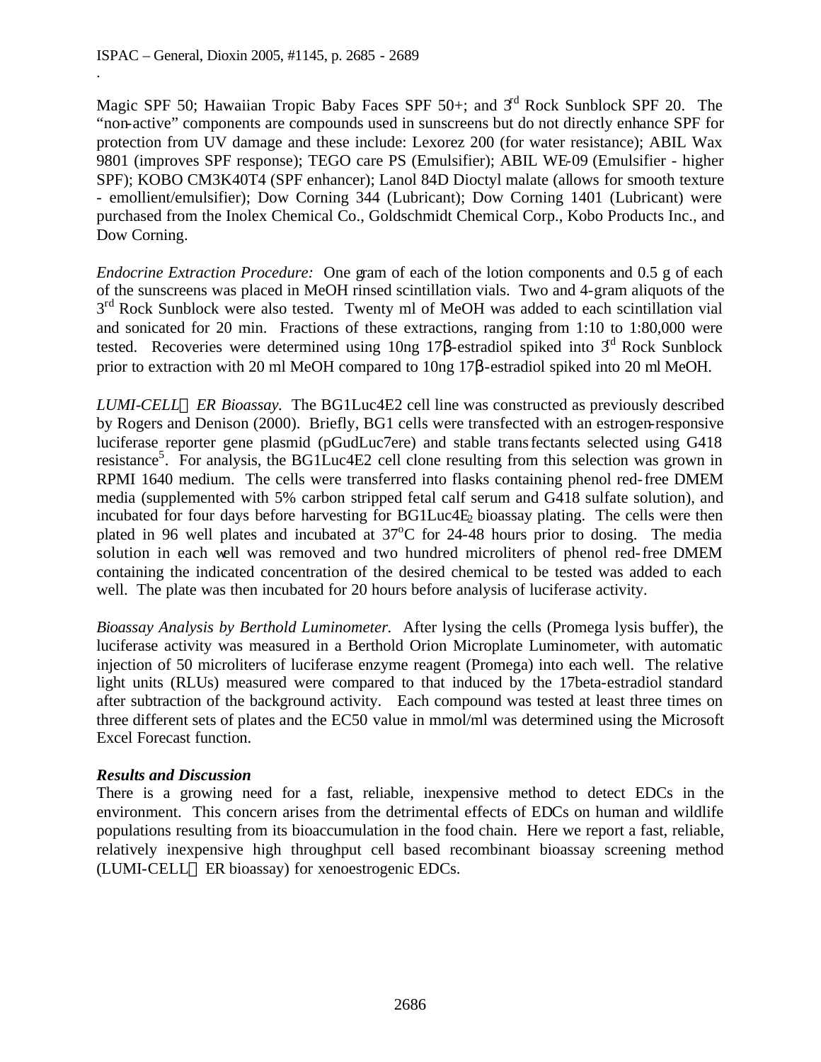Magic SPF 50; Hawaiian Tropic Baby Faces SPF 50+; and 3[rd] Rock Sunblock SPF 20. The "non-active" components are compounds used in sunscreens but do not directly enhance SPF for protection from UV damage and these include: Lexorez 200 (for water resistance); ABIL Wax 9801 (improves SPF response); TEGO care PS (Emulsifier); ABIL WE-09 (Emulsifier - higher SPF); KOBO CM3K40T4 (SPF enhancer); Lanol 84D Dioctyl malate (allows for smooth texture - emollient/emulsifier); Dow Corning 344 (Lubricant); Dow Corning 1401 (Lubricant) were purchased from the Inolex Chemical Co., Goldschmidt Chemical Corp., Kobo Products Inc., and Dow Corning.

*Endocrine Extraction Procedure:* One gram of each of the lotion components and 0.5 g of each of the sunscreens was placed in MeOH rinsed scintillation vials. Two and 4-gram aliquots of the 3[rd] Rock Sunblock were also tested. Twenty ml of MeOH was added to each scintillation vial and sonicated for 20 min. Fractions of these extractions, ranging from 1:10 to 1:80,000 were tested. Recoveries were determined using 10ng 17β-estradiol spiked into 3[rd] Rock Sunblock prior to extraction with 20 ml MeOH compared to 10ng 17β-estradiol spiked into 20 ml MeOH.

*LUMI-CELL™ ER Bioassay.* The BG1Luc4E2 cell line was constructed as previously described by Rogers and Denison (2000). Briefly, BG1 cells were transfected with an estrogen-responsive luciferase reporter gene plasmid (pGudLuc7ere) and stable transfectants selected using G418 resistance[5]. For analysis, the BG1Luc4E2 cell clone resulting from this selection was grown in RPMI 1640 medium. The cells were transferred into flasks containing phenol red-free DMEM media (supplemented with 5% carbon stripped fetal calf serum and G418 sulfate solution), and incubated for four days before harvesting for BG1Luc4$E_2$ bioassay plating. The cells were then plated in 96 well plates and incubated at 37°C for 24-48 hours prior to dosing. The media solution in each well was removed and two hundred microliters of phenol red-free DMEM containing the indicated concentration of the desired chemical to be tested was added to each well. The plate was then incubated for 20 hours before analysis of luciferase activity.

*Bioassay Analysis by Berthold Luminometer.* After lysing the cells (Promega lysis buffer), the luciferase activity was measured in a Berthold Orion Microplate Luminometer, with automatic injection of 50 microliters of luciferase enzyme reagent (Promega) into each well. The relative light units (RLUs) measured were compared to that induced by the 17beta-estradiol standard after subtraction of the background activity. Each compound was tested at least three times on three different sets of plates and the EC50 value in mmol/ml was determined using the Microsoft Excel Forecast function.

***Results and Discussion***

There is a growing need for a fast, reliable, inexpensive method to detect EDCs in the environment. This concern arises from the detrimental effects of EDCs on human and wildlife populations resulting from its bioaccumulation in the food chain. Here we report a fast, reliable, relatively inexpensive high throughput cell based recombinant bioassay screening method (LUMI-CELL™ ER bioassay) for xenoestrogenic EDCs.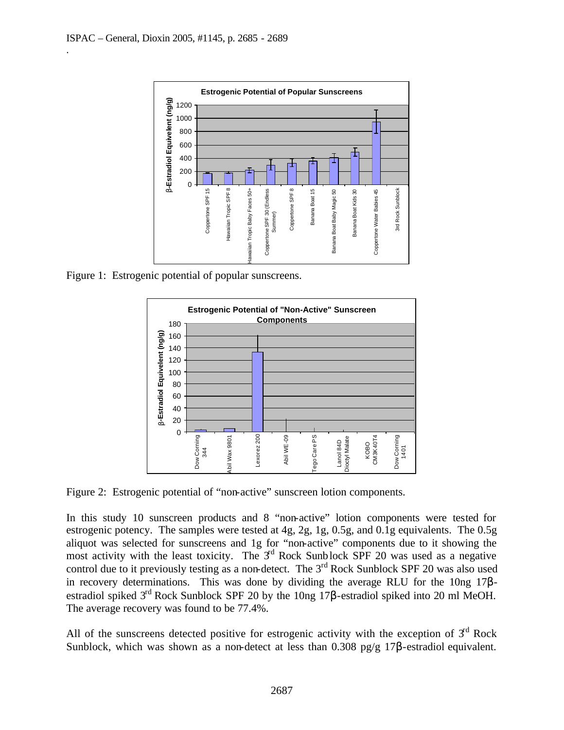Figure 1: Estrogenic potential of popular sunscreens.

Figure 2: Estrogenic potential of "non-active" sunscreen lotion components.

In this study 10 sunscreen products and 8 "non-active" lotion components were tested for estrogenic potency. The samples were tested at 4g, 2g, 1g, 0.5g, and 0.1g equivalents. The 0.5g aliquot was selected for sunscreens and 1g for "non-active" components due to it showing the most activity with the least toxicity. The 3rd Rock Sunblock SPF 20 was used as a negative control due to it previously testing as a non-detect. The 3rd Rock Sunblock SPF 20 was also used in recovery determinations. This was done by dividing the average RLU for the 10ng 17β-estradiol spiked 3rd Rock Sunblock SPF 20 by the 10ng 17β-estradiol spiked into 20 ml MeOH. The average recovery was found to be 77.4%.

All of the sunscreens detected positive for estrogenic activity with the exception of 3rd Rock Sunblock, which was shown as a non-detect at less than 0.308 pg/g 17β-estradiol equivalent.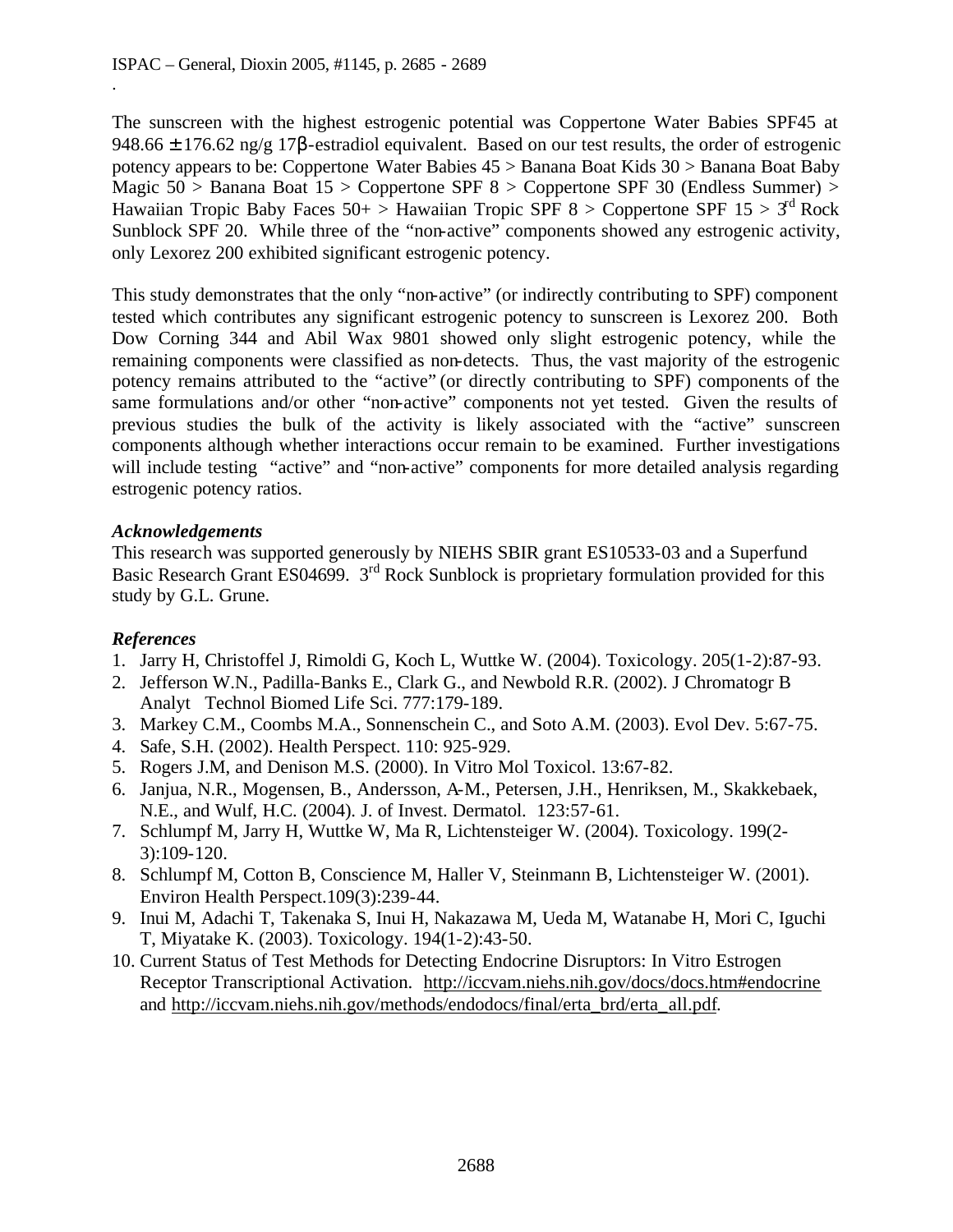The sunscreen with the highest estrogenic potential was Coppertone Water Babies SPF45 at 948.66 ± 176.62 ng/g 17β-estradiol equivalent. Based on our test results, the order of estrogenic potency appears to be: Coppertone Water Babies 45 > Banana Boat Kids 30 > Banana Boat Baby Magic 50 > Banana Boat 15 > Coppertone SPF 8 > Coppertone SPF 30 (Endless Summer) > Hawaiian Tropic Baby Faces 50+ > Hawaiian Tropic SPF 8 > Coppertone SPF 15 > 3rd Rock Sunblock SPF 20. While three of the "non-active" components showed any estrogenic activity, only Lexorez 200 exhibited significant estrogenic potency.

This study demonstrates that the only "non-active" (or indirectly contributing to SPF) component tested which contributes any significant estrogenic potency to sunscreen is Lexorez 200. Both Dow Corning 344 and Abil Wax 9801 showed only slight estrogenic potency, while the remaining components were classified as non-detects. Thus, the vast majority of the estrogenic potency remains attributed to the "active" (or directly contributing to SPF) components of the same formulations and/or other "non-active" components not yet tested. Given the results of previous studies the bulk of the activity is likely associated with the "active" sunscreen components although whether interactions occur remain to be examined. Further investigations will include testing "active" and "non-active" components for more detailed analysis regarding estrogenic potency ratios.

### *Acknowledgements*

This research was supported generously by NIEHS SBIR grant ES10533-03 and a Superfund Basic Research Grant ES04699. 3rd Rock Sunblock is proprietary formulation provided for this study by G.L. Grune.

### *References*

1. Jarry H, Christoffel J, Rimoldi G, Koch L, Wuttke W. (2004). Toxicology. 205(1-2):87-93.
2. Jefferson W.N., Padilla-Banks E., Clark G., and Newbold R.R. (2002). J Chromatogr B Analyt Technol Biomed Life Sci. 777:179-189.
3. Markey C.M., Coombs M.A., Sonnenschein C., and Soto A.M. (2003). Evol Dev. 5:67-75.
4. Safe, S.H. (2002). Health Perspect. 110: 925-929.
5. Rogers J.M, and Denison M.S. (2000). In Vitro Mol Toxicol. 13:67-82.
6. Janjua, N.R., Mogensen, B., Andersson, A-M., Petersen, J.H., Henriksen, M., Skakkebaek, N.E., and Wulf, H.C. (2004). J. of Invest. Dermatol. 123:57-61.
7. Schlumpf M, Jarry H, Wuttke W, Ma R, Lichtensteiger W. (2004). Toxicology. 199(2-3):109-120.
8. Schlumpf M, Cotton B, Conscience M, Haller V, Steinmann B, Lichtensteiger W. (2001). Environ Health Perspect.109(3):239-44.
9. Inui M, Adachi T, Takenaka S, Inui H, Nakazawa M, Ueda M, Watanabe H, Mori C, Iguchi T, Miyatake K. (2003). Toxicology. 194(1-2):43-50.
10. Current Status of Test Methods for Detecting Endocrine Disruptors: In Vitro Estrogen Receptor Transcriptional Activation. http://iccvam.niehs.nih.gov/docs/docs.htm#endocrine and http://iccvam.niehs.nih.gov/methods/endodocs/final/erta_brd/erta_all.pdf.